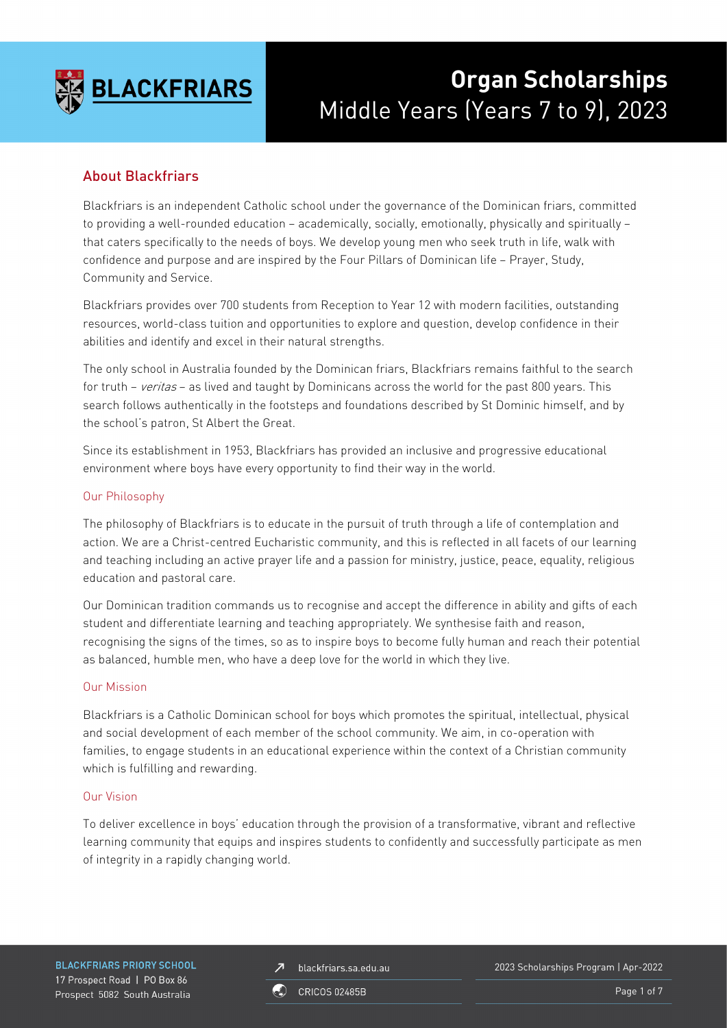# Organ Scholarships
Middle Years (Years 7 to 9), 2023

## About Blackfriars

Blackfriars is an independent Catholic school under the governance of the Dominican friars, committed to providing a well-rounded education – academically, socially, emotionally, physically and spiritually – that caters specifically to the needs of boys. We develop young men who seek truth in life, walk with confidence and purpose and are inspired by the Four Pillars of Dominican life – Prayer, Study, Community and Service.

Blackfriars provides over 700 students from Reception to Year 12 with modern facilities, outstanding resources, world-class tuition and opportunities to explore and question, develop confidence in their abilities and identify and excel in their natural strengths.

The only school in Australia founded by the Dominican friars, Blackfriars remains faithful to the search for truth – *veritas* – as lived and taught by Dominicans across the world for the past 800 years. This search follows authentically in the footsteps and foundations described by St Dominic himself, and by the school's patron, St Albert the Great.

Since its establishment in 1953, Blackfriars has provided an inclusive and progressive educational environment where boys have every opportunity to find their way in the world.

### Our Philosophy

The philosophy of Blackfriars is to educate in the pursuit of truth through a life of contemplation and action. We are a Christ-centred Eucharistic community, and this is reflected in all facets of our learning and teaching including an active prayer life and a passion for ministry, justice, peace, equality, religious education and pastoral care.

Our Dominican tradition commands us to recognise and accept the difference in ability and gifts of each student and differentiate learning and teaching appropriately. We synthesise faith and reason, recognising the signs of the times, so as to inspire boys to become fully human and reach their potential as balanced, humble men, who have a deep love for the world in which they live.

### Our Mission

Blackfriars is a Catholic Dominican school for boys which promotes the spiritual, intellectual, physical and social development of each member of the school community. We aim, in co-operation with families, to engage students in an educational experience within the context of a Christian community which is fulfilling and rewarding.

### Our Vision

To deliver excellence in boys' education through the provision of a transformative, vibrant and reflective learning community that equips and inspires students to confidently and successfully participate as men of integrity in a rapidly changing world.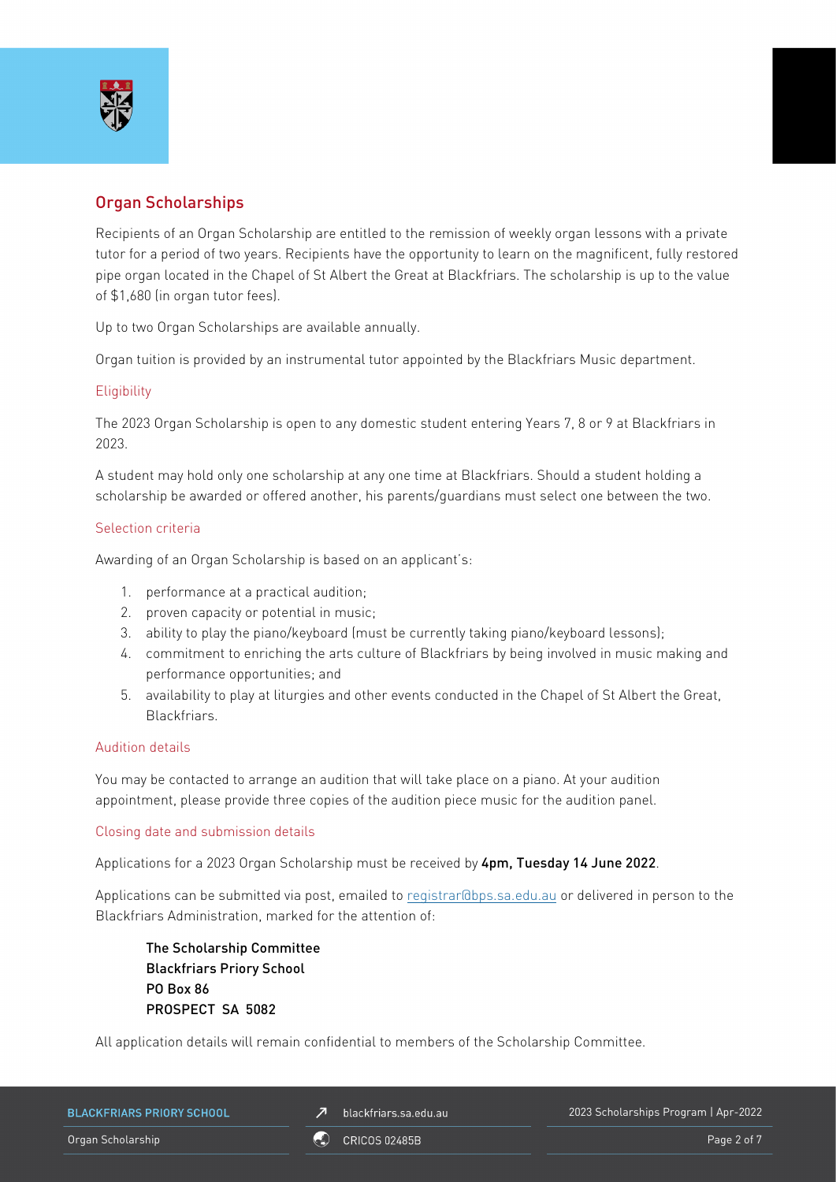## Organ Scholarships

Recipients of an Organ Scholarship are entitled to the remission of weekly organ lessons with a private tutor for a period of two years. Recipients have the opportunity to learn on the magnificent, fully restored pipe organ located in the Chapel of St Albert the Great at Blackfriars. The scholarship is up to the value of $1,680 (in organ tutor fees).

Up to two Organ Scholarships are available annually.

Organ tuition is provided by an instrumental tutor appointed by the Blackfriars Music department.

### Eligibility

The 2023 Organ Scholarship is open to any domestic student entering Years 7, 8 or 9 at Blackfriars in 2023.

A student may hold only one scholarship at any one time at Blackfriars. Should a student holding a scholarship be awarded or offered another, his parents/guardians must select one between the two.

### Selection criteria

Awarding of an Organ Scholarship is based on an applicant's:

1. performance at a practical audition;
2. proven capacity or potential in music;
3. ability to play the piano/keyboard (must be currently taking piano/keyboard lessons);
4. commitment to enriching the arts culture of Blackfriars by being involved in music making and performance opportunities; and
5. availability to play at liturgies and other events conducted in the Chapel of St Albert the Great, Blackfriars.

### Audition details

You may be contacted to arrange an audition that will take place on a piano. At your audition appointment, please provide three copies of the audition piece music for the audition panel.

### Closing date and submission details

Applications for a 2023 Organ Scholarship must be received by **4pm, Tuesday 14 June 2022**.

Applications can be submitted via post, emailed to registrar@bps.sa.edu.au or delivered in person to the Blackfriars Administration, marked for the attention of:

**The Scholarship Committee**
**Blackfriars Priory School**
**PO Box 86**
**PROSPECT SA 5082**

All application details will remain confidential to members of the Scholarship Committee.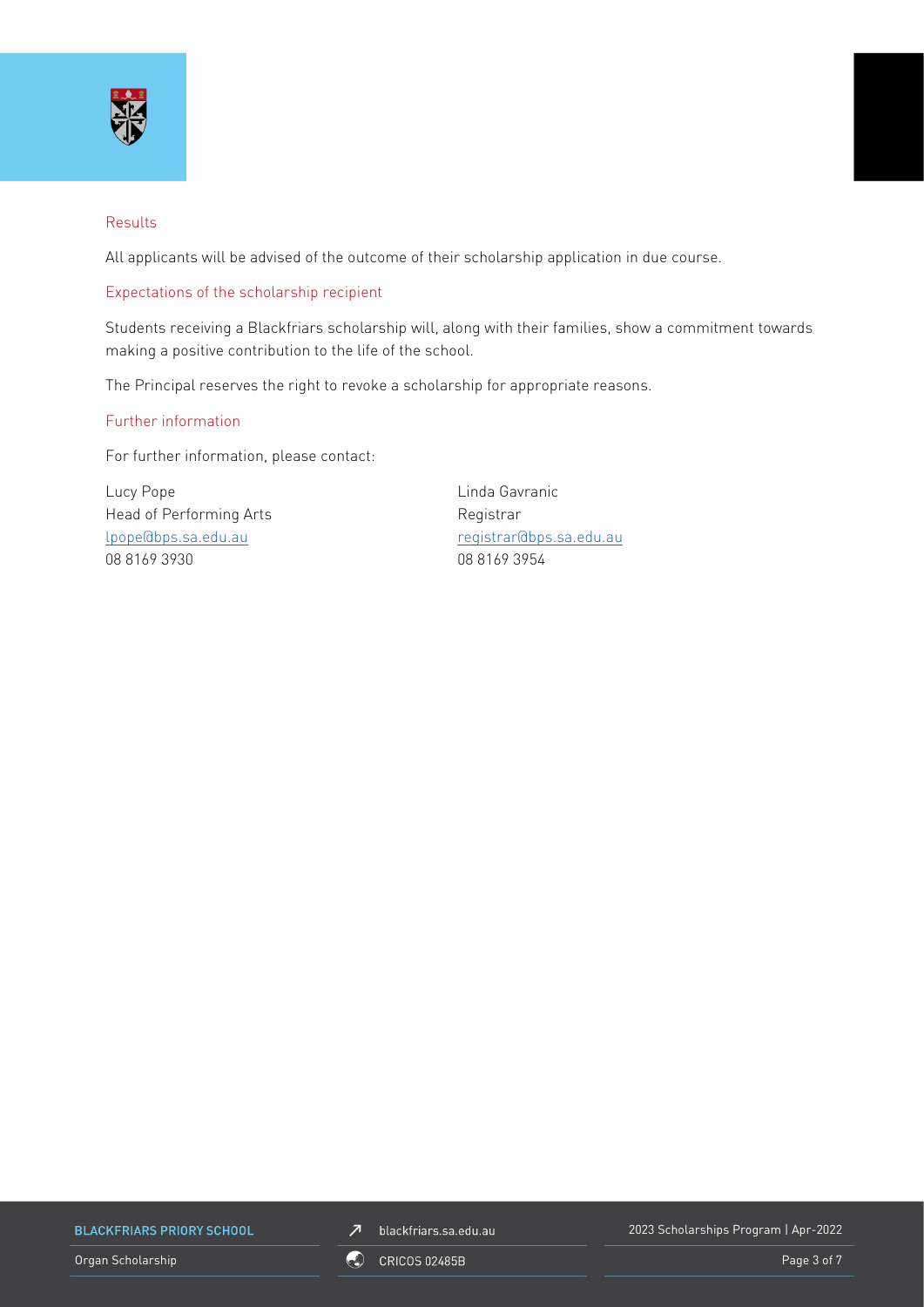## Results

All applicants will be advised of the outcome of their scholarship application in due course.

## Expectations of the scholarship recipient

Students receiving a Blackfriars scholarship will, along with their families, show a commitment towards making a positive contribution to the life of the school.

The Principal reserves the right to revoke a scholarship for appropriate reasons.

## Further information

For further information, please contact:

Lucy Pope
Head of Performing Arts
lpope@bps.sa.edu.au
08 8169 3930

Linda Gavranic
Registrar
registrar@bps.sa.edu.au
08 8169 3954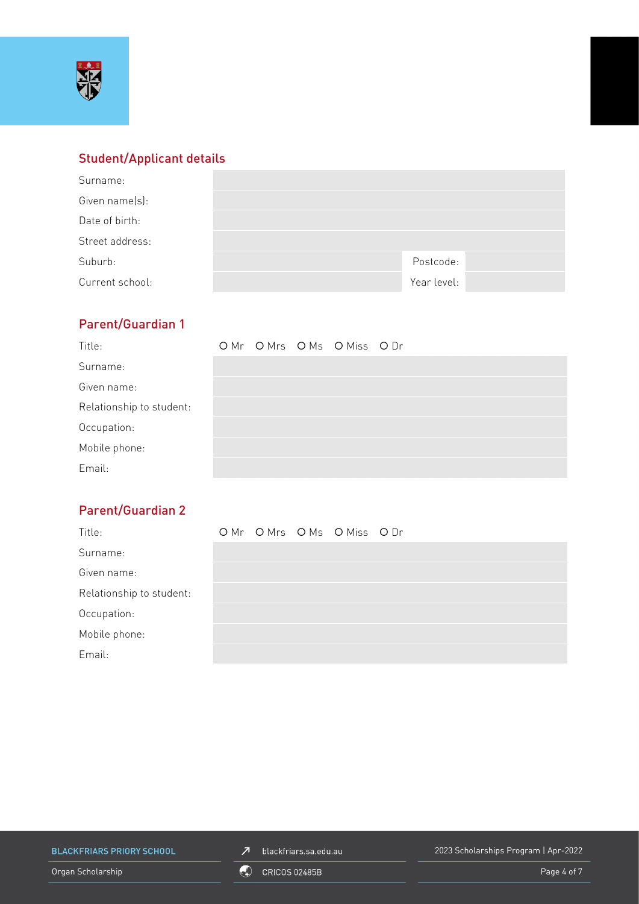## Student/Applicant details

| | | | |
|---|---|---|---|
| Surname: | | | |
| Given name(s): | | | |
| Date of birth: | | | |
| Street address: | | | |
| Suburb: | | Postcode: | |
| Current school: | | Year level: | |

## Parent/Guardian 1

| | |
|---|---|
| Title: | O Mr O Mrs O Ms O Miss O Dr |
| Surname: | |
| Given name: | |
| Relationship to student: | |
| Occupation: | |
| Mobile phone: | |
| Email: | |

## Parent/Guardian 2

| | |
|---|---|
| Title: | O Mr O Mrs O Ms O Miss O Dr |
| Surname: | |
| Given name: | |
| Relationship to student: | |
| Occupation: | |
| Mobile phone: | |
| Email: | |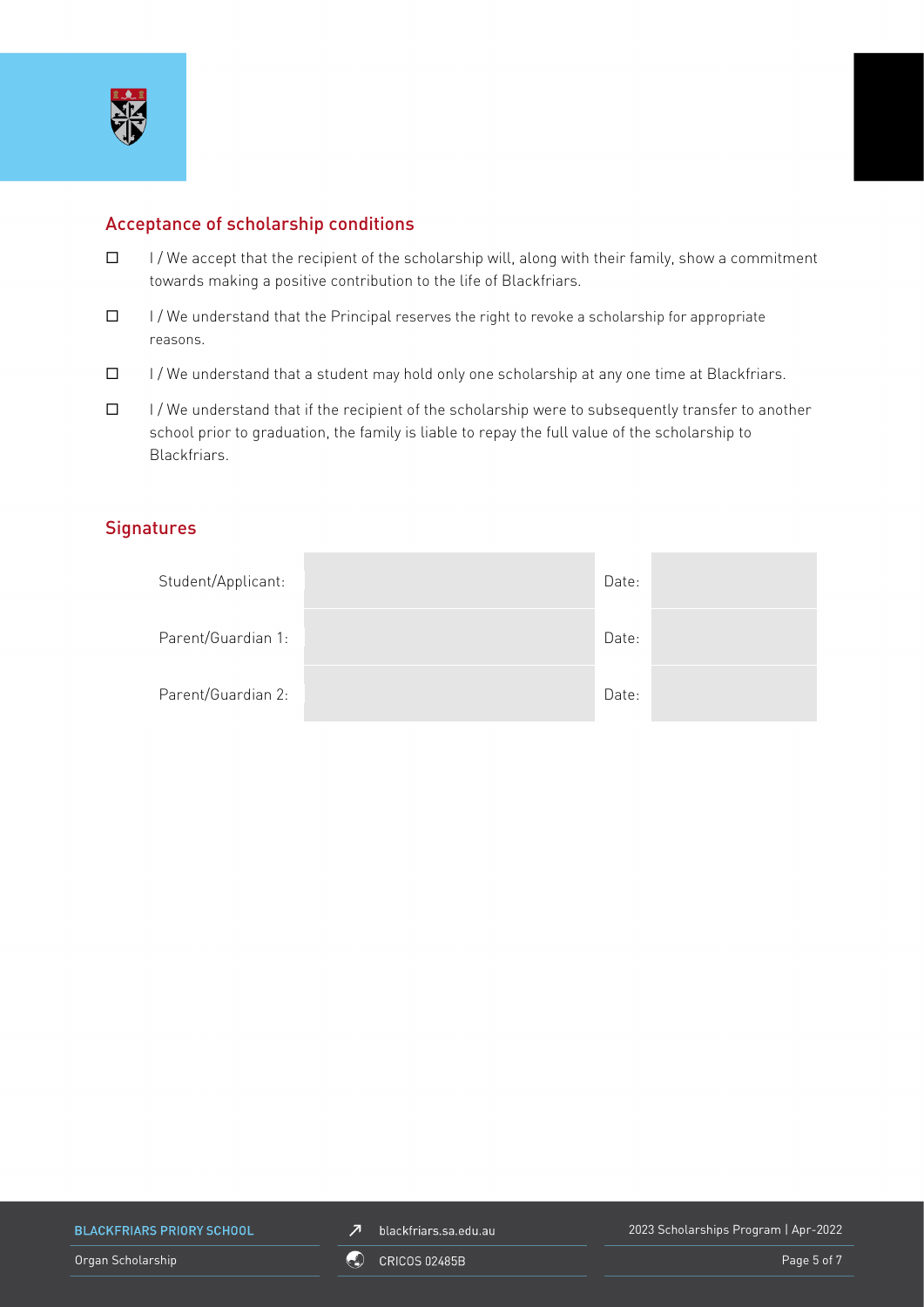## Acceptance of scholarship conditions

- ☐ I / We accept that the recipient of the scholarship will, along with their family, show a commitment towards making a positive contribution to the life of Blackfriars.
- ☐ I / We understand that the Principal reserves the right to revoke a scholarship for appropriate reasons.
- ☐ I / We understand that a student may hold only one scholarship at any one time at Blackfriars.
- ☐ I / We understand that if the recipient of the scholarship were to subsequently transfer to another school prior to graduation, the family is liable to repay the full value of the scholarship to Blackfriars.

## Signatures

| | | | |
|---|---|---|---|
| Student/Applicant: | | Date: | |
| Parent/Guardian 1: | | Date: | |
| Parent/Guardian 2: | | Date: | |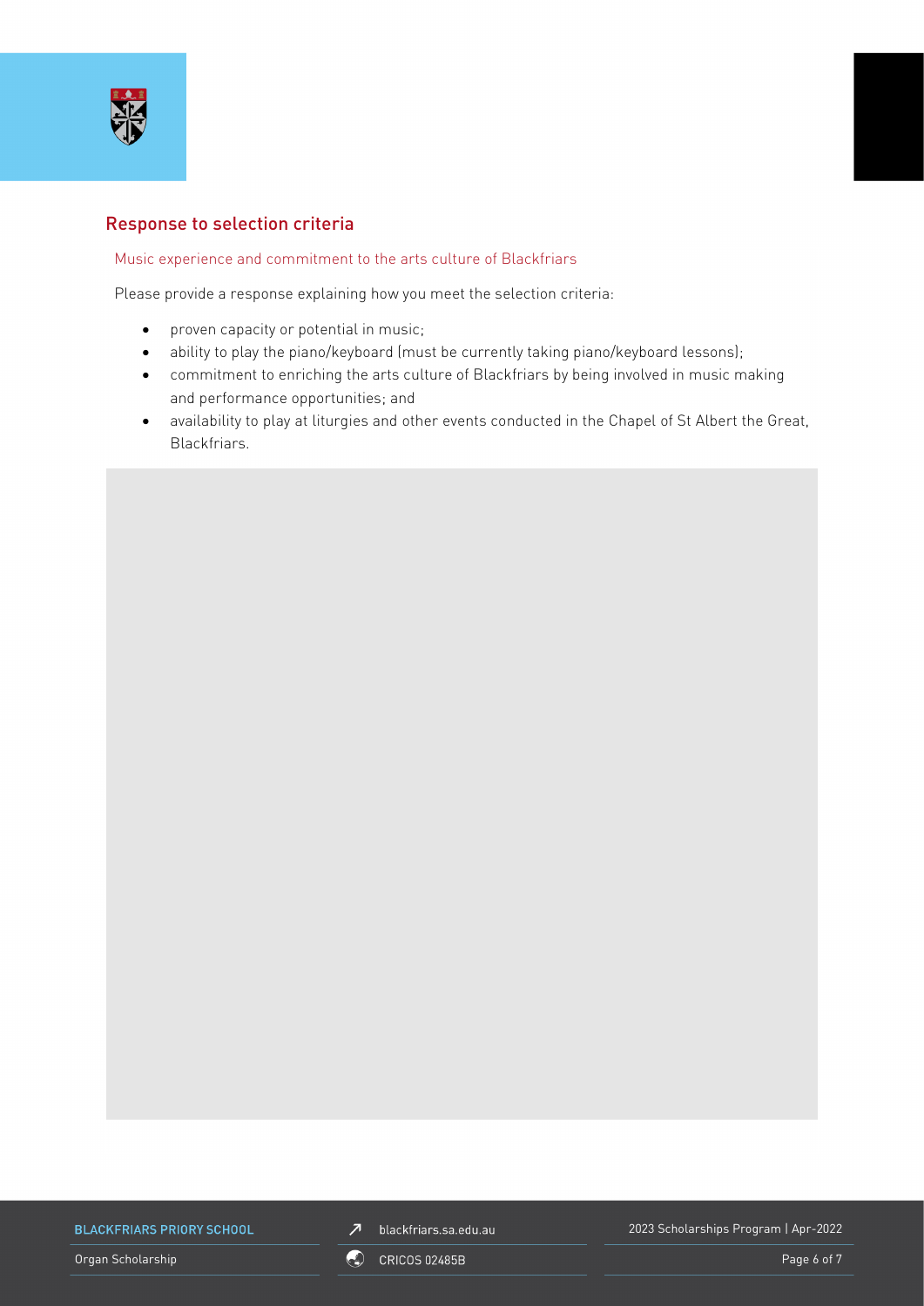## Response to selection criteria

### Music experience and commitment to the arts culture of Blackfriars

Please provide a response explaining how you meet the selection criteria:

- proven capacity or potential in music;
- ability to play the piano/keyboard (must be currently taking piano/keyboard lessons);
- commitment to enriching the arts culture of Blackfriars by being involved in music making and performance opportunities; and
- availability to play at liturgies and other events conducted in the Chapel of St Albert the Great, Blackfriars.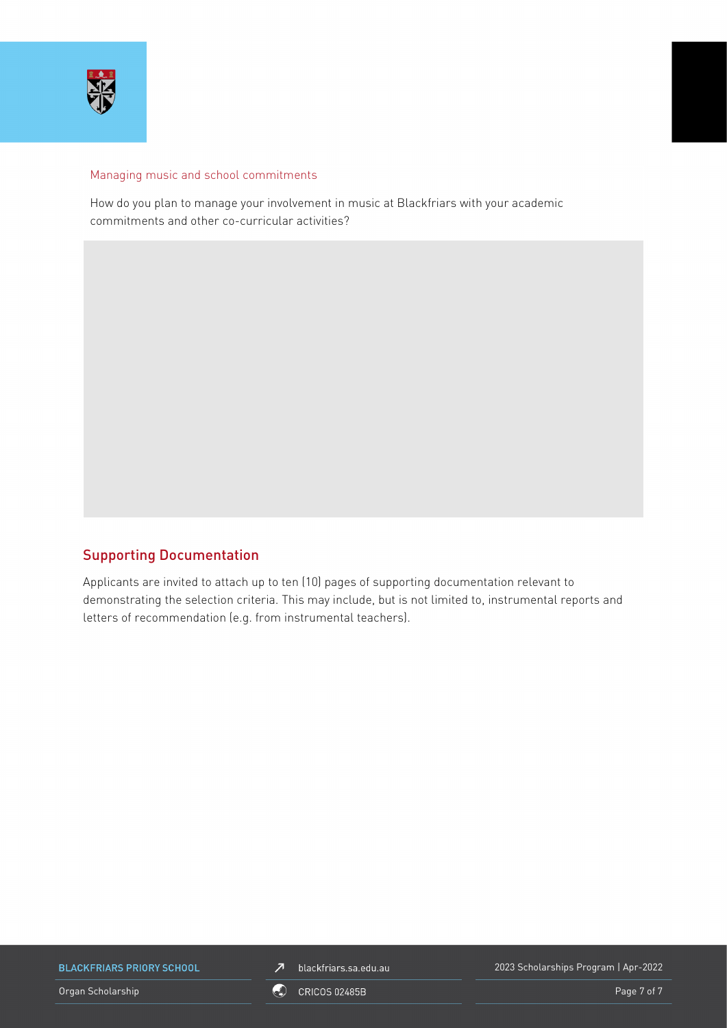Managing music and school commitments

How do you plan to manage your involvement in music at Blackfriars with your academic commitments and other co-curricular activities?

## Supporting Documentation

Applicants are invited to attach up to ten (10) pages of supporting documentation relevant to demonstrating the selection criteria. This may include, but is not limited to, instrumental reports and letters of recommendation (e.g. from instrumental teachers).